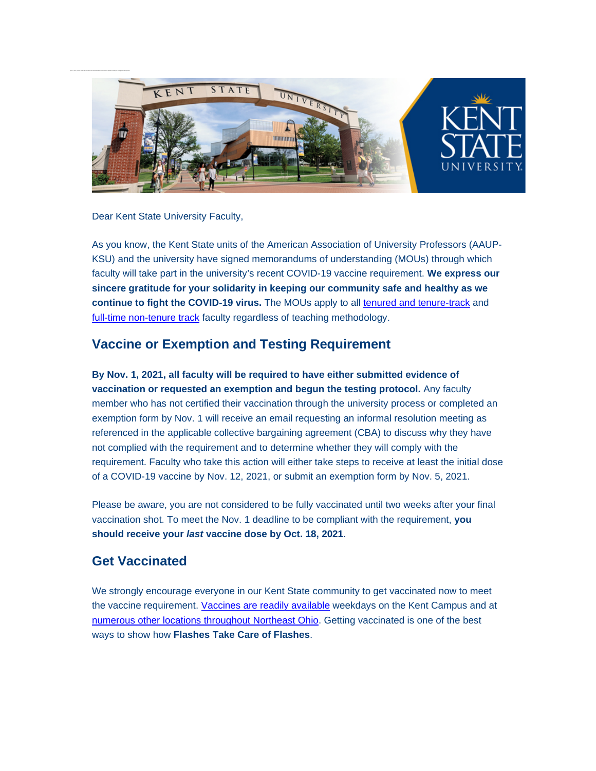Dear Kent State University Faculty,

As you know, the Kent State units of the American Association of University Professors (AAUP-KSU) and the university have signed memorandums of understanding (MOUs) through which faculty will take part in the university's recent COVID-19 vaccine requirement. **We express our sincere gratitude for your solidarity in keeping our community safe and healthy as we continue to fight the COVID-19 virus.** The MOUs apply to all [tenured and tenure-track] and [full-time non-tenure track] faculty regardless of teaching methodology.

## Vaccine or Exemption and Testing Requirement

**By Nov. 1, 2021, all faculty will be required to have either submitted evidence of vaccination or requested an exemption and begun the testing protocol.** Any faculty member who has not certified their vaccination through the university process or completed an exemption form by Nov. 1 will receive an email requesting an informal resolution meeting as referenced in the applicable collective bargaining agreement (CBA) to discuss why they have not complied with the requirement and to determine whether they will comply with the requirement. Faculty who take this action will either take steps to receive at least the initial dose of a COVID-19 vaccine by Nov. 12, 2021, or submit an exemption form by Nov. 5, 2021.

Please be aware, you are not considered to be fully vaccinated until two weeks after your final vaccination shot. To meet the Nov. 1 deadline to be compliant with the requirement, **you should receive your *last* vaccine dose by Oct. 18, 2021**.

## Get Vaccinated

We strongly encourage everyone in our Kent State community to get vaccinated now to meet the vaccine requirement. [Vaccines are readily available] weekdays on the Kent Campus and at [numerous other locations throughout Northeast Ohio]. Getting vaccinated is one of the best ways to show how **Flashes Take Care of Flashes**.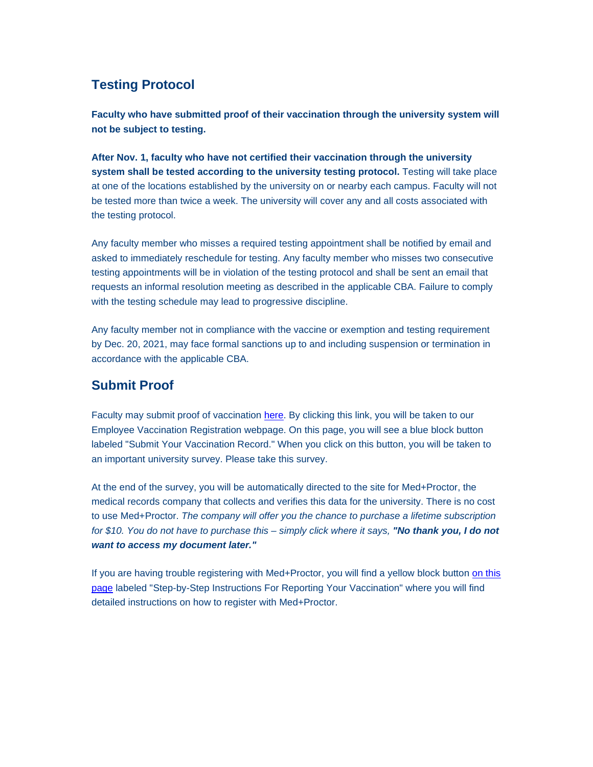## Testing Protocol

**Faculty who have submitted proof of their vaccination through the university system will not be subject to testing.**

**After Nov. 1, faculty who have not certified their vaccination through the university system shall be tested according to the university testing protocol.** Testing will take place at one of the locations established by the university on or nearby each campus. Faculty will not be tested more than twice a week. The university will cover any and all costs associated with the testing protocol.

Any faculty member who misses a required testing appointment shall be notified by email and asked to immediately reschedule for testing. Any faculty member who misses two consecutive testing appointments will be in violation of the testing protocol and shall be sent an email that requests an informal resolution meeting as described in the applicable CBA. Failure to comply with the testing schedule may lead to progressive discipline.

Any faculty member not in compliance with the vaccine or exemption and testing requirement by Dec. 20, 2021, may face formal sanctions up to and including suspension or termination in accordance with the applicable CBA.

## Submit Proof

Faculty may submit proof of vaccination here. By clicking this link, you will be taken to our Employee Vaccination Registration webpage. On this page, you will see a blue block button labeled "Submit Your Vaccination Record." When you click on this button, you will be taken to an important university survey. Please take this survey.

At the end of the survey, you will be automatically directed to the site for Med+Proctor, the medical records company that collects and verifies this data for the university. There is no cost to use Med+Proctor. *The company will offer you the chance to purchase a lifetime subscription for $10. You do not have to purchase this – simply click where it says, **"No thank you, I do not want to access my document later."***

If you are having trouble registering with Med+Proctor, you will find a yellow block button on this page labeled "Step-by-Step Instructions For Reporting Your Vaccination" where you will find detailed instructions on how to register with Med+Proctor.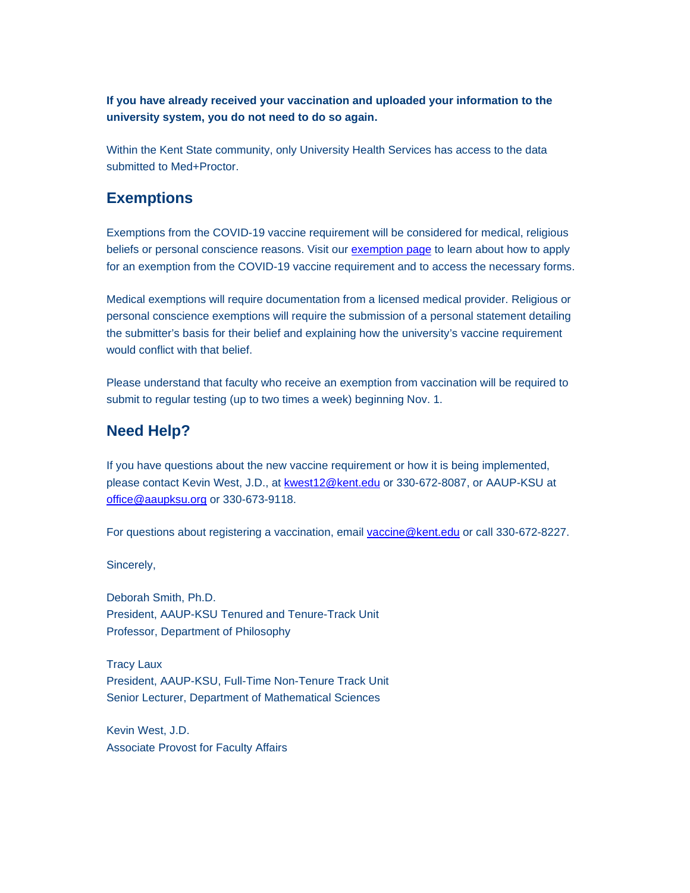**If you have already received your vaccination and uploaded your information to the university system, you do not need to do so again.**

Within the Kent State community, only University Health Services has access to the data submitted to Med+Proctor.

## Exemptions

Exemptions from the COVID-19 vaccine requirement will be considered for medical, religious beliefs or personal conscience reasons. Visit our [exemption page] to learn about how to apply for an exemption from the COVID-19 vaccine requirement and to access the necessary forms.

Medical exemptions will require documentation from a licensed medical provider. Religious or personal conscience exemptions will require the submission of a personal statement detailing the submitter's basis for their belief and explaining how the university's vaccine requirement would conflict with that belief.

Please understand that faculty who receive an exemption from vaccination will be required to submit to regular testing (up to two times a week) beginning Nov. 1.

## Need Help?

If you have questions about the new vaccine requirement or how it is being implemented, please contact Kevin West, J.D., at kwest12@kent.edu or 330-672-8087, or AAUP-KSU at office@aaupksu.org or 330-673-9118.

For questions about registering a vaccination, email vaccine@kent.edu or call 330-672-8227.

Sincerely,

Deborah Smith, Ph.D.
President, AAUP-KSU Tenured and Tenure-Track Unit
Professor, Department of Philosophy

Tracy Laux
President, AAUP-KSU, Full-Time Non-Tenure Track Unit
Senior Lecturer, Department of Mathematical Sciences

Kevin West, J.D.
Associate Provost for Faculty Affairs